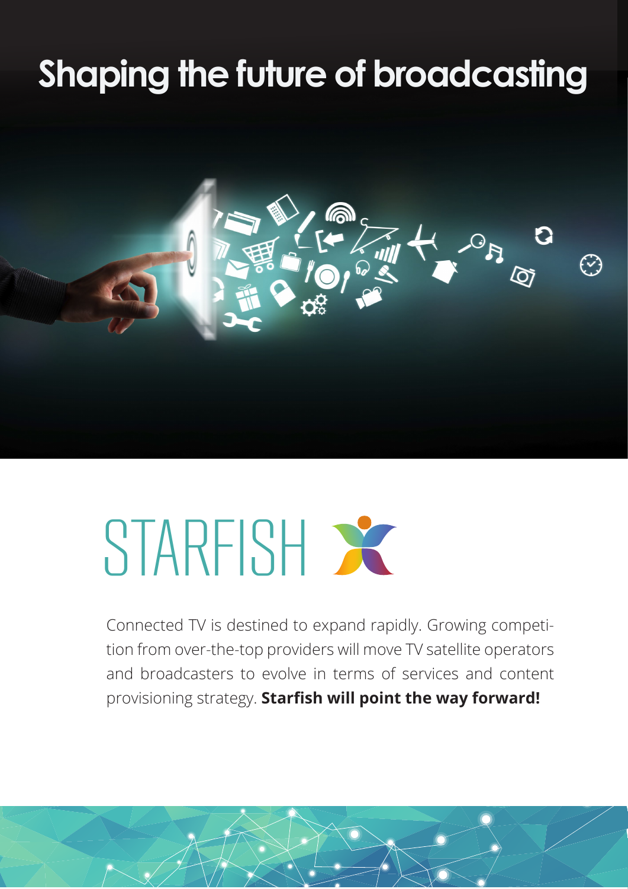# Shaping the future of broadcasting

## STARFISH

Connected TV is destined to expand rapidly. Growing competition from over-the-top providers will move TV satellite operators and broadcasters to evolve in terms of services and content provisioning strategy. **Starfish will point the way forward!**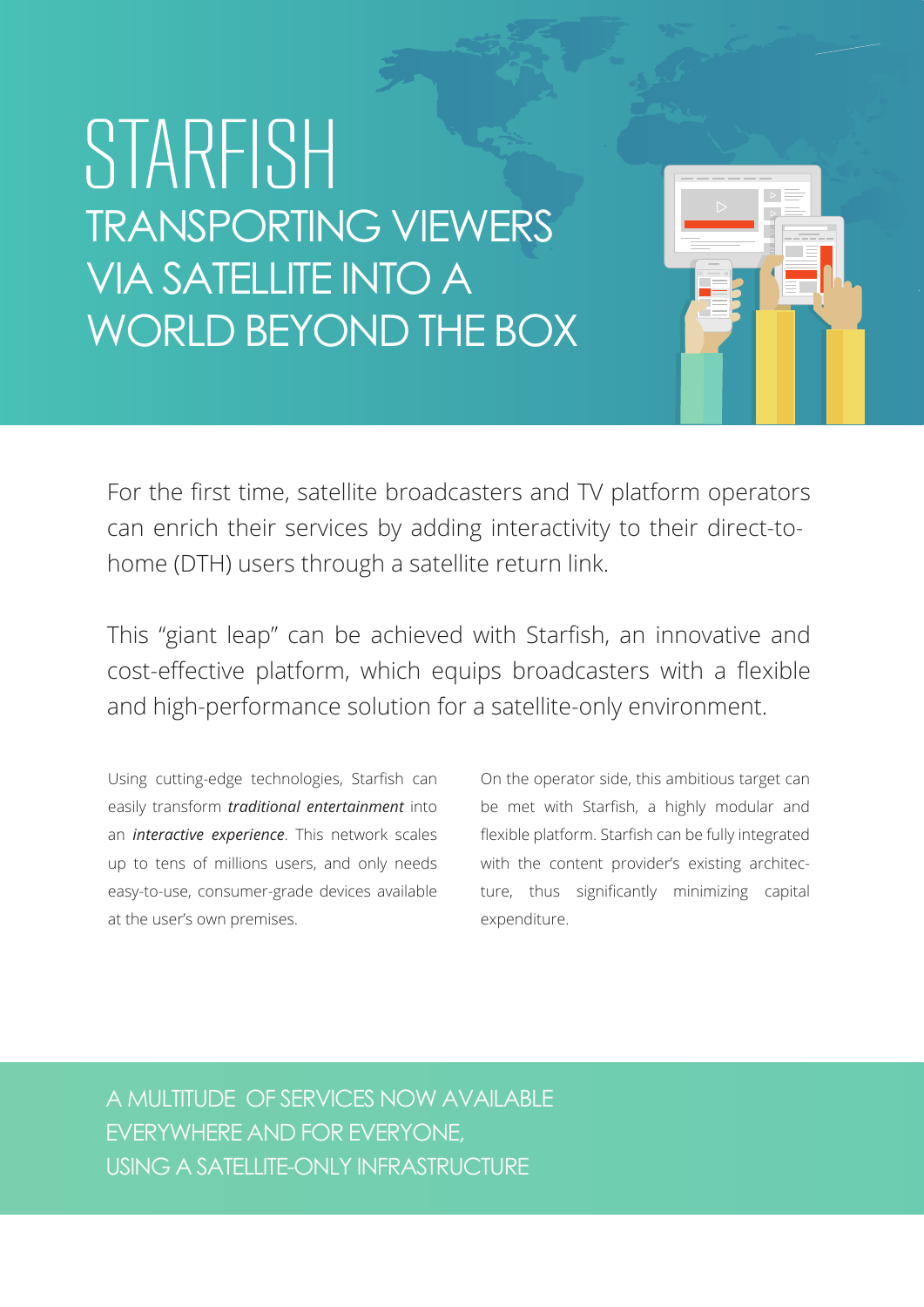# STARFISH

## TRANSPORTING VIEWERS VIA SATELLITE INTO A WORLD BEYOND THE BOX

For the first time, satellite broadcasters and TV platform operators can enrich their services by adding interactivity to their direct-to-home (DTH) users through a satellite return link.

This "giant leap" can be achieved with Starfish, an innovative and cost-effective platform, which equips broadcasters with a flexible and high-performance solution for a satellite-only environment.

Using cutting-edge technologies, Starfish can easily transform ***traditional entertainment*** into an ***interactive experience***. This network scales up to tens of millions users, and only needs easy-to-use, consumer-grade devices available at the user's own premises.

On the operator side, this ambitious target can be met with Starfish, a highly modular and flexible platform. Starfish can be fully integrated with the content provider's existing architecture, thus significantly minimizing capital expenditure.

## A MULTITUDE OF SERVICES NOW AVAILABLE EVERYWHERE AND FOR EVERYONE, USING A SATELLITE-ONLY INFRASTRUCTURE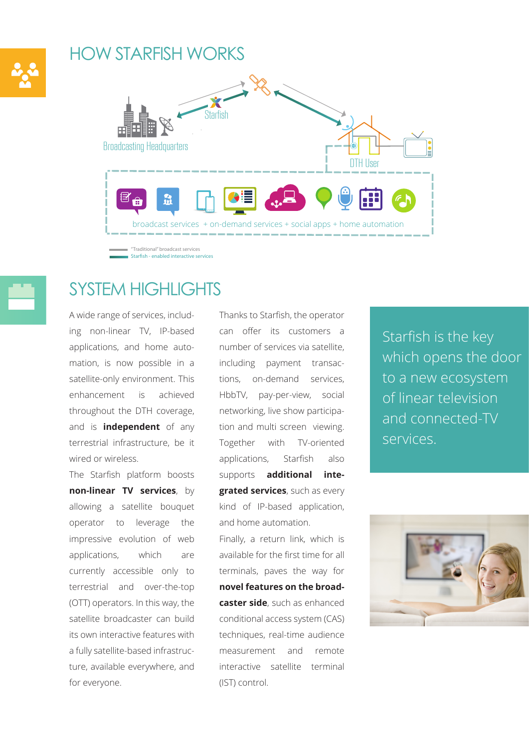## HOW STARFISH WORKS

Starfish

Broadcasting Headquarters

DTH User

broadcast services + on-demand services + social apps + home automation

"Traditional" broadcast services
Starfish - enabled interactive services

## SYSTEM HIGHLIGHTS

A wide range of services, including non-linear TV, IP-based applications, and home automation, is now possible in a satellite-only environment. This enhancement is achieved throughout the DTH coverage, and is **independent** of any terrestrial infrastructure, be it wired or wireless.

The Starfish platform boosts **non-linear TV services**, by allowing a satellite bouquet operator to leverage the impressive evolution of web applications, which are currently accessible only to terrestrial and over-the-top (OTT) operators. In this way, the satellite broadcaster can build its own interactive features with a fully satellite-based infrastructure, available everywhere, and for everyone.

Thanks to Starfish, the operator can offer its customers a number of services via satellite, including payment transactions, on-demand services, HbbTV, pay-per-view, social networking, live show participation and multi screen viewing. Together with TV-oriented applications, Starfish also supports **additional integrated services**, such as every kind of IP-based application, and home automation.

Finally, a return link, which is available for the first time for all terminals, paves the way for **novel features on the broadcaster side**, such as enhanced conditional access system (CAS) techniques, real-time audience measurement and remote interactive satellite terminal (IST) control.

Starfish is the key which opens the door to a new ecosystem of linear television and connected-TV services.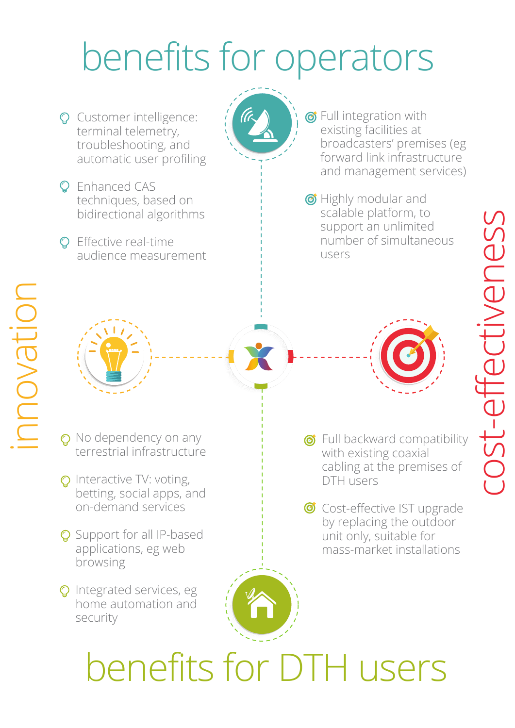# benefits for operators

## innovation

- Customer intelligence: terminal telemetry, troubleshooting, and automatic user profiling
- Enhanced CAS techniques, based on bidirectional algorithms
- Effective real-time audience measurement

## cost-effectiveness

- Full integration with existing facilities at broadcasters' premises (eg forward link infrastructure and management services)
- Highly modular and scalable platform, to support an unlimited number of simultaneous users

# benefits for DTH users

## innovation

- No dependency on any terrestrial infrastructure
- Interactive TV: voting, betting, social apps, and on-demand services
- Support for all IP-based applications, eg web browsing
- Integrated services, eg home automation and security

## cost-effectiveness

- Full backward compatibility with existing coaxial cabling at the premises of DTH users
- Cost-effective IST upgrade by replacing the outdoor unit only, suitable for mass-market installations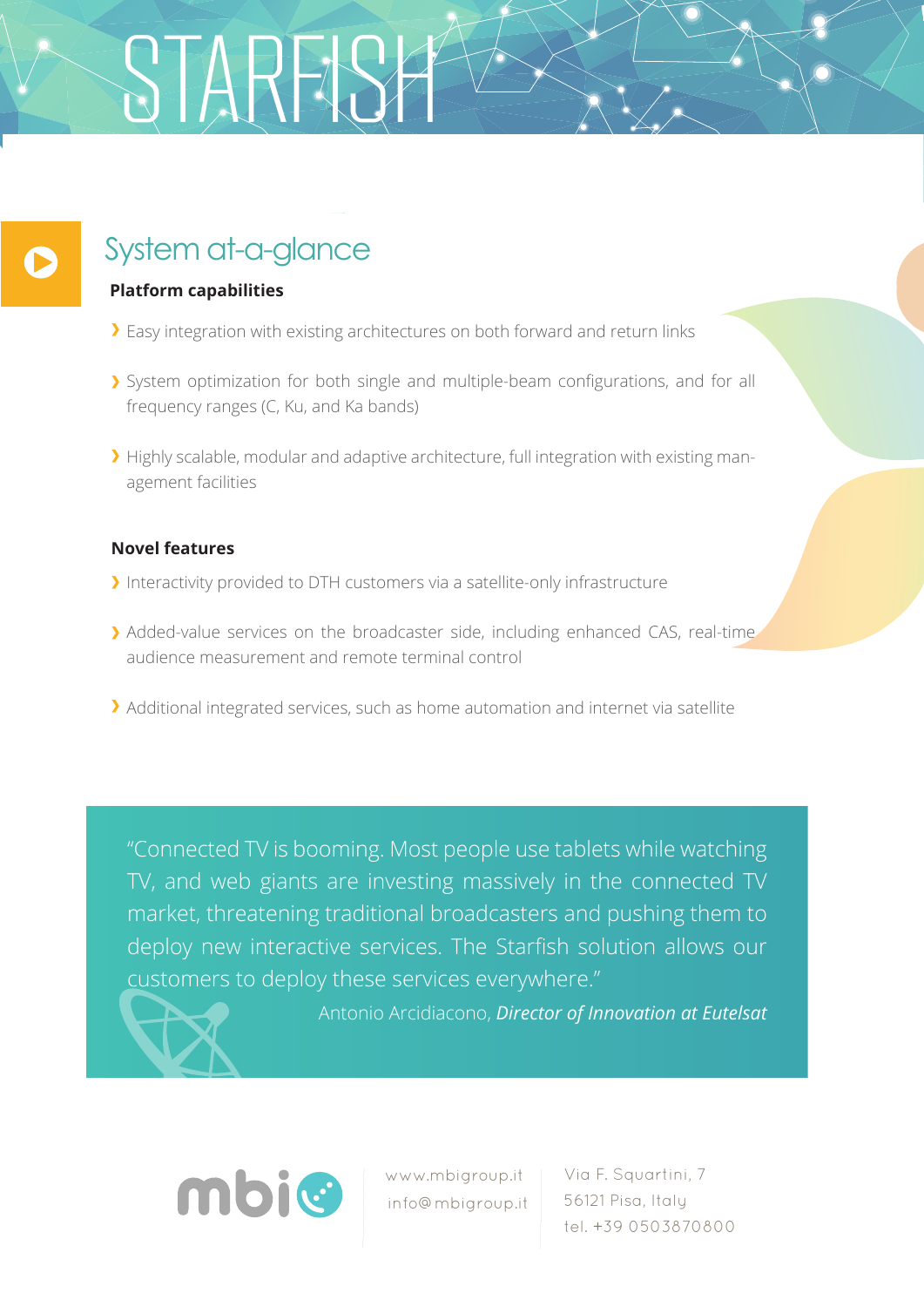# STARFISH

## System at-a-glance

**Platform capabilities**

- Easy integration with existing architectures on both forward and return links
- System optimization for both single and multiple-beam configurations, and for all frequency ranges (C, Ku, and Ka bands)
- Highly scalable, modular and adaptive architecture, full integration with existing management facilities

**Novel features**

- Interactivity provided to DTH customers via a satellite-only infrastructure
- Added-value services on the broadcaster side, including enhanced CAS, real-time audience measurement and remote terminal control
- Additional integrated services, such as home automation and internet via satellite

> "Connected TV is booming. Most people use tablets while watching TV, and web giants are investing massively in the connected TV market, threatening traditional broadcasters and pushing them to deploy new interactive services. The Starfish solution allows our customers to deploy these services everywhere."
>
> Antonio Arcidiacono, ***Director of Innovation at Eutelsat***

mbi

www.mbigroup.it
info@mbigroup.it

Via F. Squartini, 7
56121 Pisa, Italy
tel. +39 0503870800